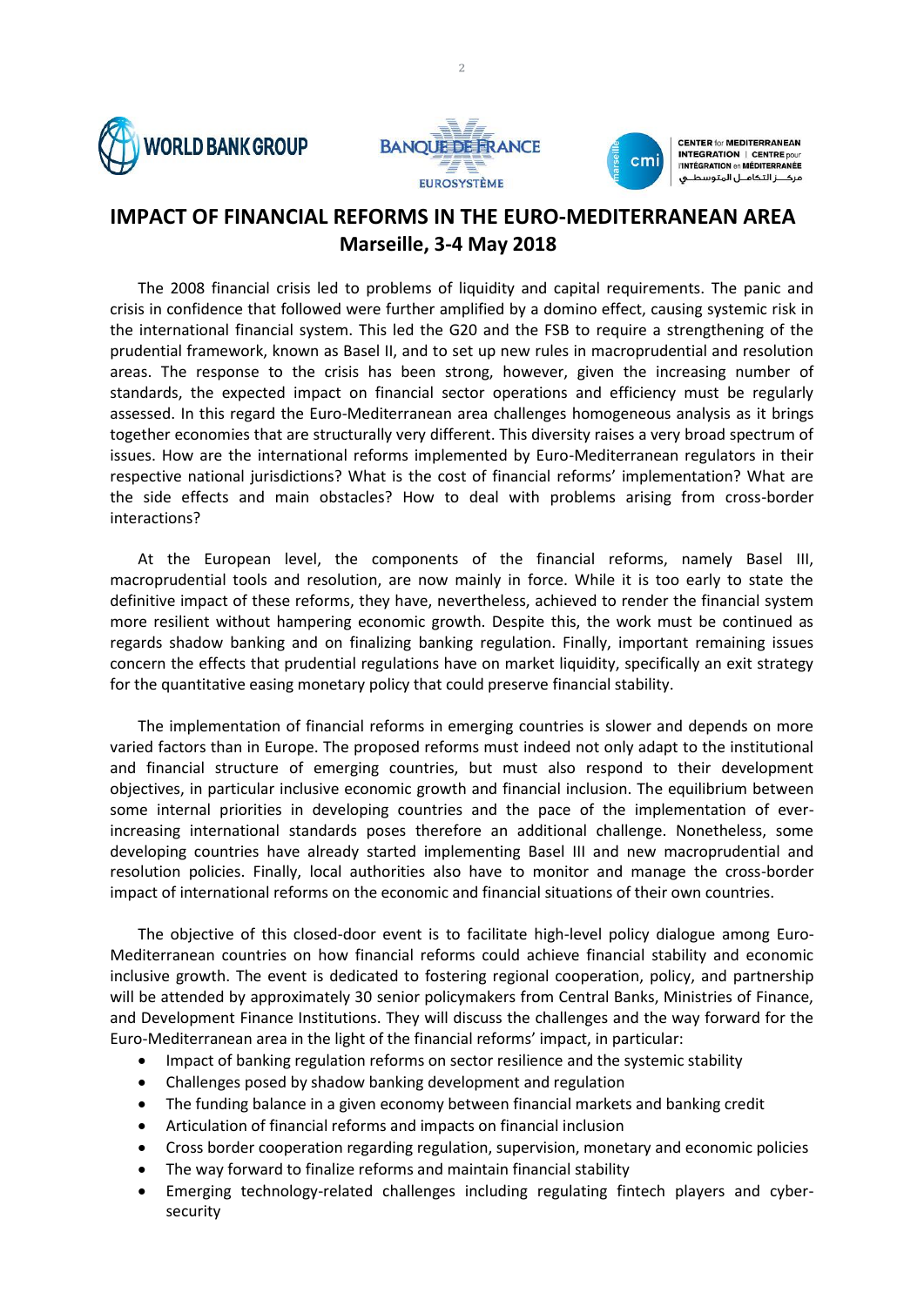# IMPACT OF FINANCIAL REFORMS IN THE EURO-MEDITERRANEAN AREA

## Marseille, 3-4 May 2018

The 2008 financial crisis led to problems of liquidity and capital requirements. The panic and crisis in confidence that followed were further amplified by a domino effect, causing systemic risk in the international financial system. This led the G20 and the FSB to require a strengthening of the prudential framework, known as Basel II, and to set up new rules in macroprudential and resolution areas. The response to the crisis has been strong, however, given the increasing number of standards, the expected impact on financial sector operations and efficiency must be regularly assessed. In this regard the Euro-Mediterranean area challenges homogeneous analysis as it brings together economies that are structurally very different. This diversity raises a very broad spectrum of issues. How are the international reforms implemented by Euro-Mediterranean regulators in their respective national jurisdictions? What is the cost of financial reforms' implementation? What are the side effects and main obstacles? How to deal with problems arising from cross-border interactions?

At the European level, the components of the financial reforms, namely Basel III, macroprudential tools and resolution, are now mainly in force. While it is too early to state the definitive impact of these reforms, they have, nevertheless, achieved to render the financial system more resilient without hampering economic growth. Despite this, the work must be continued as regards shadow banking and on finalizing banking regulation. Finally, important remaining issues concern the effects that prudential regulations have on market liquidity, specifically an exit strategy for the quantitative easing monetary policy that could preserve financial stability.

The implementation of financial reforms in emerging countries is slower and depends on more varied factors than in Europe. The proposed reforms must indeed not only adapt to the institutional and financial structure of emerging countries, but must also respond to their development objectives, in particular inclusive economic growth and financial inclusion. The equilibrium between some internal priorities in developing countries and the pace of the implementation of ever-increasing international standards poses therefore an additional challenge. Nonetheless, some developing countries have already started implementing Basel III and new macroprudential and resolution policies. Finally, local authorities also have to monitor and manage the cross-border impact of international reforms on the economic and financial situations of their own countries.

The objective of this closed-door event is to facilitate high-level policy dialogue among Euro-Mediterranean countries on how financial reforms could achieve financial stability and economic inclusive growth. The event is dedicated to fostering regional cooperation, policy, and partnership will be attended by approximately 30 senior policymakers from Central Banks, Ministries of Finance, and Development Finance Institutions. They will discuss the challenges and the way forward for the Euro-Mediterranean area in the light of the financial reforms' impact, in particular:

- Impact of banking regulation reforms on sector resilience and the systemic stability
- Challenges posed by shadow banking development and regulation
- The funding balance in a given economy between financial markets and banking credit
- Articulation of financial reforms and impacts on financial inclusion
- Cross border cooperation regarding regulation, supervision, monetary and economic policies
- The way forward to finalize reforms and maintain financial stability
- Emerging technology-related challenges including regulating fintech players and cyber-security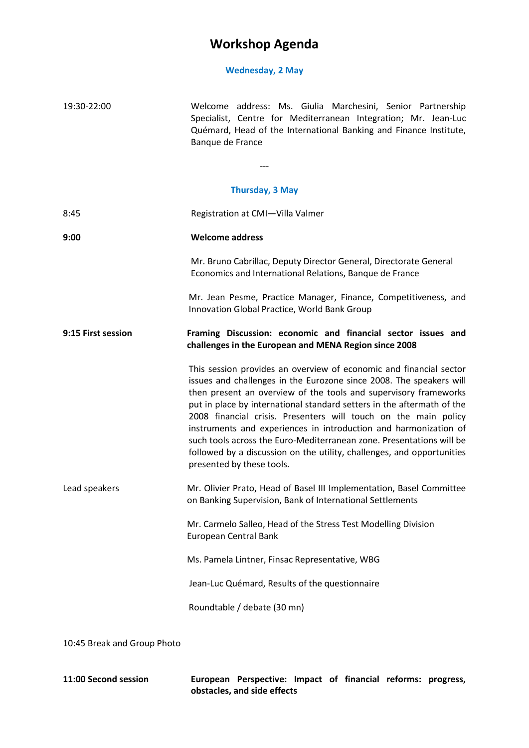# Workshop Agenda

### Wednesday, 2 May

| | |
|---|---|
| 19:30-22:00 | Welcome address: Ms. Giulia Marchesini, Senior Partnership Specialist, Centre for Mediterranean Integration; Mr. Jean-Luc Quémard, Head of the International Banking and Finance Institute, Banque de France |

---

### Thursday, 3 May

| | |
|---|---|
| 8:45 | Registration at CMI—Villa Valmer |
| **9:00** | **Welcome address** |
| | Mr. Bruno Cabrillac, Deputy Director General, Directorate General Economics and International Relations, Banque de France |
| | Mr. Jean Pesme, Practice Manager, Finance, Competitiveness, and Innovation Global Practice, World Bank Group |
| **9:15 First session** | **Framing Discussion: economic and financial sector issues and challenges in the European and MENA Region since 2008** |
| | This session provides an overview of economic and financial sector issues and challenges in the Eurozone since 2008. The speakers will then present an overview of the tools and supervisory frameworks put in place by international standard setters in the aftermath of the 2008 financial crisis. Presenters will touch on the main policy instruments and experiences in introduction and harmonization of such tools across the Euro-Mediterranean zone. Presentations will be followed by a discussion on the utility, challenges, and opportunities presented by these tools. |
| Lead speakers | Mr. Olivier Prato, Head of Basel III Implementation, Basel Committee on Banking Supervision, Bank of International Settlements |
| | Mr. Carmelo Salleo, Head of the Stress Test Modelling Division European Central Bank |
| | Ms. Pamela Lintner, Finsac Representative, WBG |
| | Jean-Luc Quémard, Results of the questionnaire |
| | Roundtable / debate (30 mn) |
| 10:45 Break and Group Photo | |
| **11:00 Second session** | **European Perspective: Impact of financial reforms: progress, obstacles, and side effects** |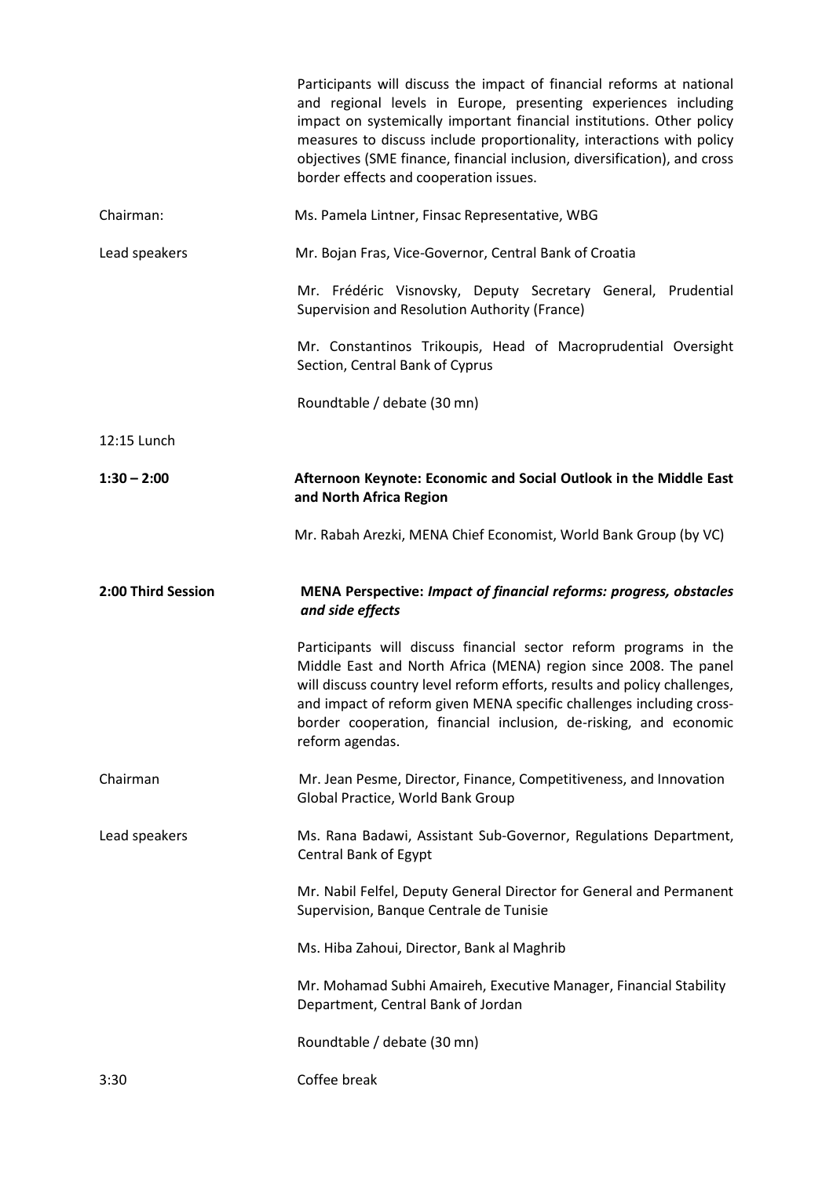Participants will discuss the impact of financial reforms at national and regional levels in Europe, presenting experiences including impact on systemically important financial institutions. Other policy measures to discuss include proportionality, interactions with policy objectives (SME finance, financial inclusion, diversification), and cross border effects and cooperation issues.

Chairman: Ms. Pamela Lintner, Finsac Representative, WBG

Lead speakers: Mr. Bojan Fras, Vice-Governor, Central Bank of Croatia

Mr. Frédéric Visnovsky, Deputy Secretary General, Prudential Supervision and Resolution Authority (France)

Mr. Constantinos Trikoupis, Head of Macroprudential Oversight Section, Central Bank of Cyprus

Roundtable / debate (30 mn)

12:15 Lunch

**1:30 – 2:00** **Afternoon Keynote: Economic and Social Outlook in the Middle East and North Africa Region**

Mr. Rabah Arezki, MENA Chief Economist, World Bank Group (by VC)

**2:00 Third Session** **MENA Perspective: *Impact of financial reforms: progress, obstacles and side effects***

Participants will discuss financial sector reform programs in the Middle East and North Africa (MENA) region since 2008. The panel will discuss country level reform efforts, results and policy challenges, and impact of reform given MENA specific challenges including cross-border cooperation, financial inclusion, de-risking, and economic reform agendas.

Chairman: Mr. Jean Pesme, Director, Finance, Competitiveness, and Innovation Global Practice, World Bank Group

Lead speakers: Ms. Rana Badawi, Assistant Sub-Governor, Regulations Department, Central Bank of Egypt

Mr. Nabil Felfel, Deputy General Director for General and Permanent Supervision, Banque Centrale de Tunisie

Ms. Hiba Zahoui, Director, Bank al Maghrib

Mr. Mohamad Subhi Amaireh, Executive Manager, Financial Stability Department, Central Bank of Jordan

Roundtable / debate (30 mn)

3:30 Coffee break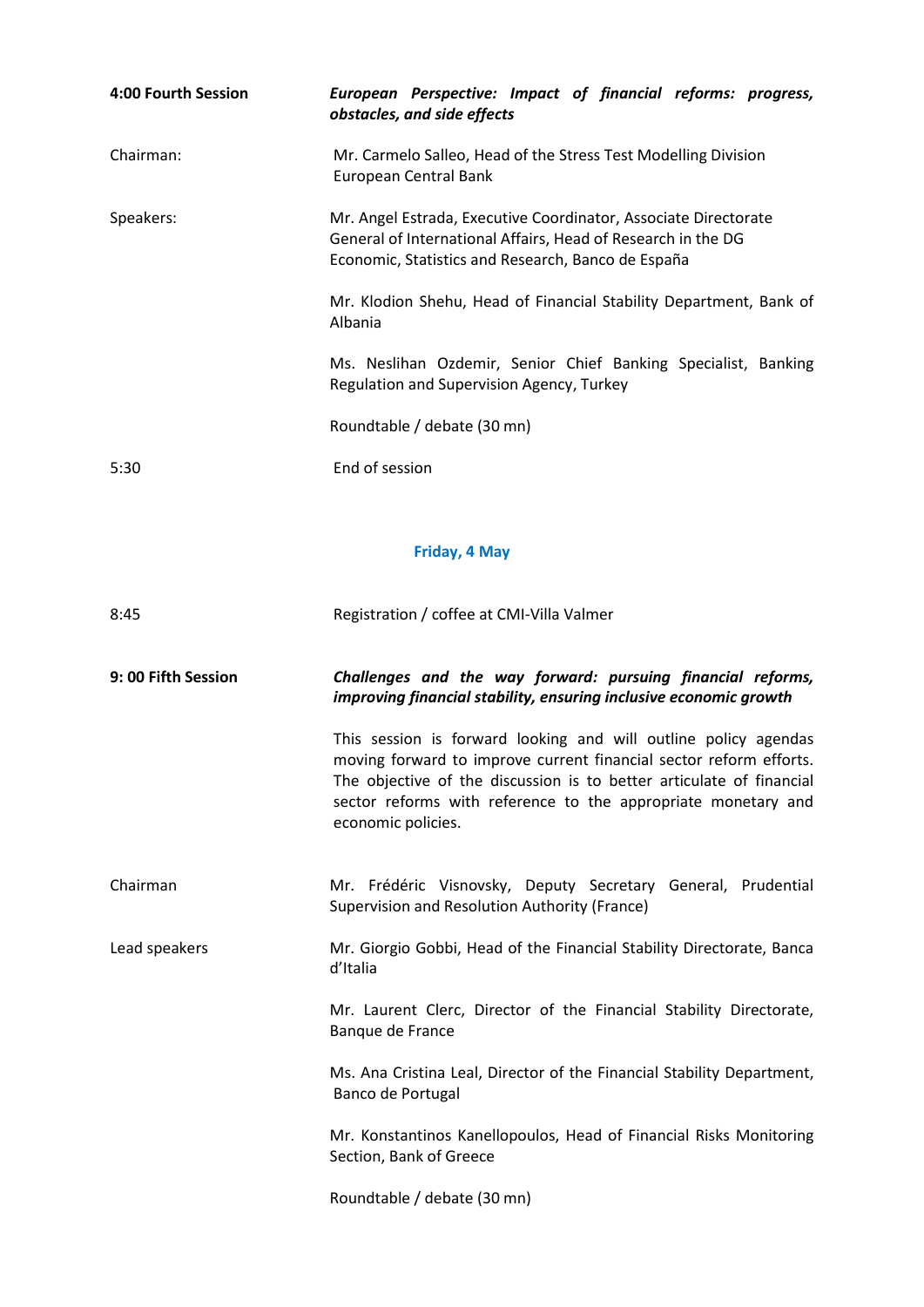**4:00 Fourth Session** — ***European Perspective: Impact of financial reforms: progress, obstacles, and side effects***

Chairman: Mr. Carmelo Salleo, Head of the Stress Test Modelling Division European Central Bank

Speakers: Mr. Angel Estrada, Executive Coordinator, Associate Directorate General of International Affairs, Head of Research in the DG Economic, Statistics and Research, Banco de España

Mr. Klodion Shehu, Head of Financial Stability Department, Bank of Albania

Ms. Neslihan Ozdemir, Senior Chief Banking Specialist, Banking Regulation and Supervision Agency, Turkey

Roundtable / debate (30 mn)

5:30 End of session

## Friday, 4 May

8:45 Registration / coffee at CMI-Villa Valmer

**9: 00 Fifth Session** — ***Challenges and the way forward: pursuing financial reforms, improving financial stability, ensuring inclusive economic growth***

This session is forward looking and will outline policy agendas moving forward to improve current financial sector reform efforts. The objective of the discussion is to better articulate of financial sector reforms with reference to the appropriate monetary and economic policies.

Chairman: Mr. Frédéric Visnovsky, Deputy Secretary General, Prudential Supervision and Resolution Authority (France)

Lead speakers: Mr. Giorgio Gobbi, Head of the Financial Stability Directorate, Banca d'Italia

Mr. Laurent Clerc, Director of the Financial Stability Directorate, Banque de France

Ms. Ana Cristina Leal, Director of the Financial Stability Department, Banco de Portugal

Mr. Konstantinos Kanellopoulos, Head of Financial Risks Monitoring Section, Bank of Greece

Roundtable / debate (30 mn)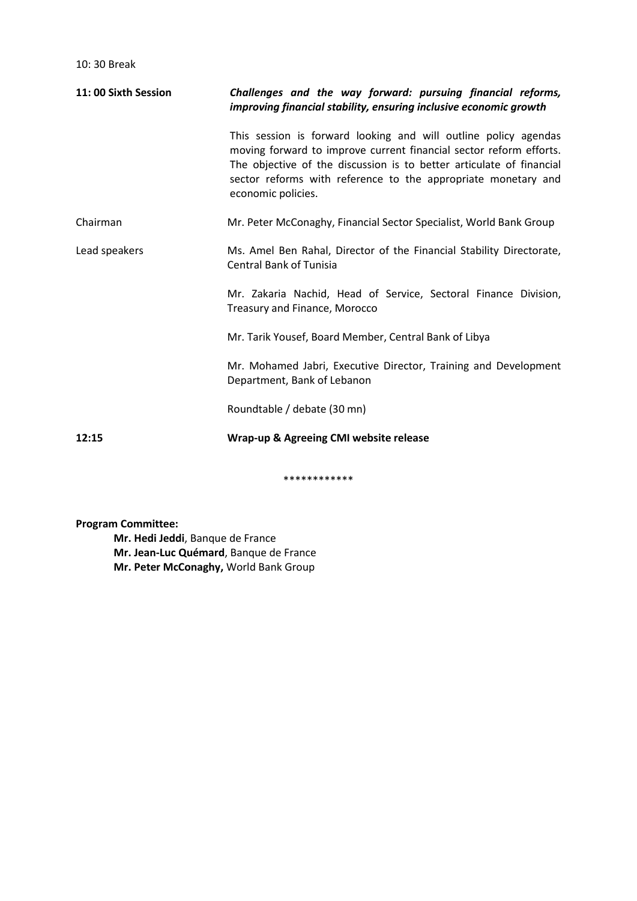10: 30 Break

| | |
|---|---|
| **11: 00 Sixth Session** | ***Challenges and the way forward: pursuing financial reforms, improving financial stability, ensuring inclusive economic growth*** |
| | This session is forward looking and will outline policy agendas moving forward to improve current financial sector reform efforts. The objective of the discussion is to better articulate of financial sector reforms with reference to the appropriate monetary and economic policies. |
| Chairman | Mr. Peter McConaghy, Financial Sector Specialist, World Bank Group |
| Lead speakers | Ms. Amel Ben Rahal, Director of the Financial Stability Directorate, Central Bank of Tunisia |
| | Mr. Zakaria Nachid, Head of Service, Sectoral Finance Division, Treasury and Finance, Morocco |
| | Mr. Tarik Yousef, Board Member, Central Bank of Libya |
| | Mr. Mohamed Jabri, Executive Director, Training and Development Department, Bank of Lebanon |
| | Roundtable / debate (30 mn) |
| **12:15** | **Wrap-up & Agreeing CMI website release** |

************

**Program Committee:**

**Mr. Hedi Jeddi**, Banque de France
**Mr. Jean-Luc Quémard**, Banque de France
**Mr. Peter McConaghy,** World Bank Group